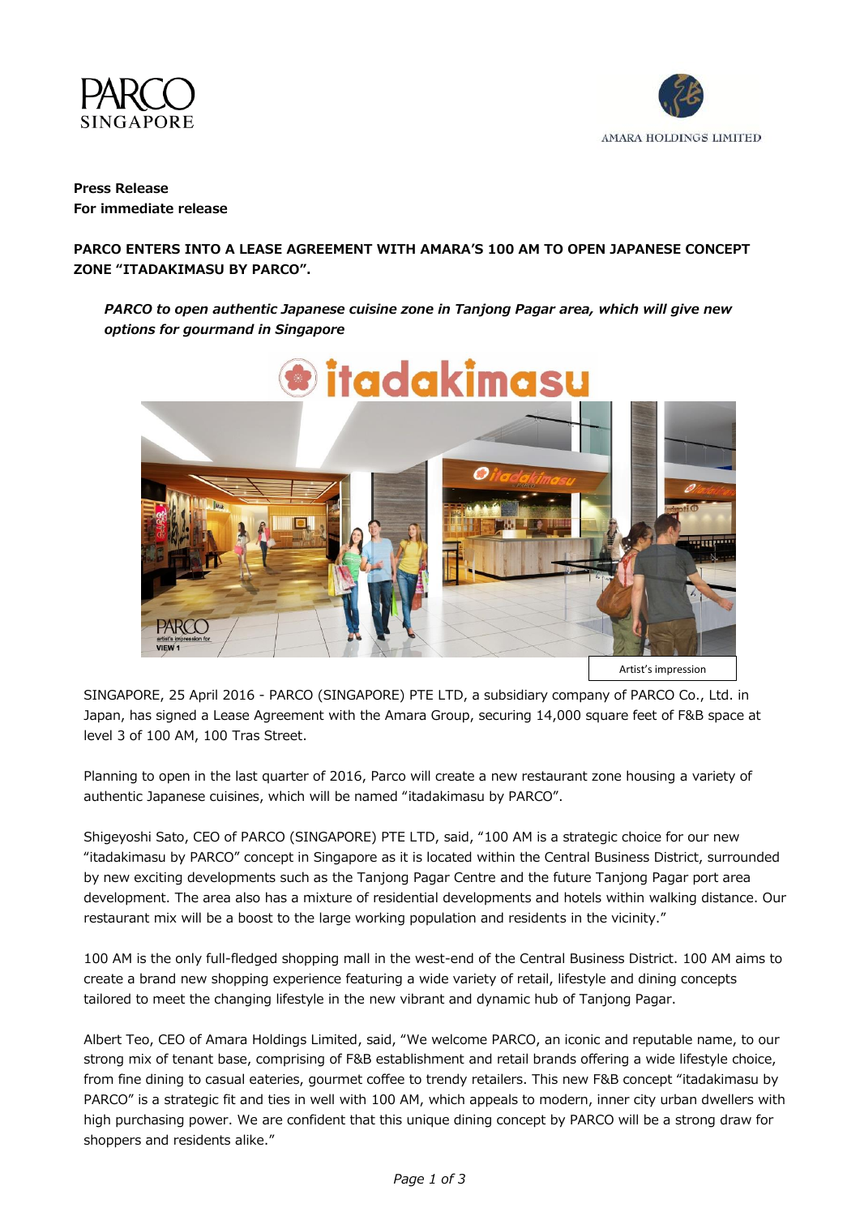**Press Release**
**For immediate release**

**PARCO ENTERS INTO A LEASE AGREEMENT WITH AMARA'S 100 AM TO OPEN JAPANESE CONCEPT ZONE "ITADAKIMASU BY PARCO".**

***PARCO to open authentic Japanese cuisine zone in Tanjong Pagar area, which will give new options for gourmand in Singapore***

Artist's impression

SINGAPORE, 25 April 2016 - PARCO (SINGAPORE) PTE LTD, a subsidiary company of PARCO Co., Ltd. in Japan, has signed a Lease Agreement with the Amara Group, securing 14,000 square feet of F&B space at level 3 of 100 AM, 100 Tras Street.

Planning to open in the last quarter of 2016, Parco will create a new restaurant zone housing a variety of authentic Japanese cuisines, which will be named "itadakimasu by PARCO".

Shigeyoshi Sato, CEO of PARCO (SINGAPORE) PTE LTD, said, "100 AM is a strategic choice for our new "itadakimasu by PARCO" concept in Singapore as it is located within the Central Business District, surrounded by new exciting developments such as the Tanjong Pagar Centre and the future Tanjong Pagar port area development. The area also has a mixture of residential developments and hotels within walking distance. Our restaurant mix will be a boost to the large working population and residents in the vicinity."

100 AM is the only full-fledged shopping mall in the west-end of the Central Business District. 100 AM aims to create a brand new shopping experience featuring a wide variety of retail, lifestyle and dining concepts tailored to meet the changing lifestyle in the new vibrant and dynamic hub of Tanjong Pagar.

Albert Teo, CEO of Amara Holdings Limited, said, "We welcome PARCO, an iconic and reputable name, to our strong mix of tenant base, comprising of F&B establishment and retail brands offering a wide lifestyle choice, from fine dining to casual eateries, gourmet coffee to trendy retailers. This new F&B concept "itadakimasu by PARCO" is a strategic fit and ties in well with 100 AM, which appeals to modern, inner city urban dwellers with high purchasing power. We are confident that this unique dining concept by PARCO will be a strong draw for shoppers and residents alike."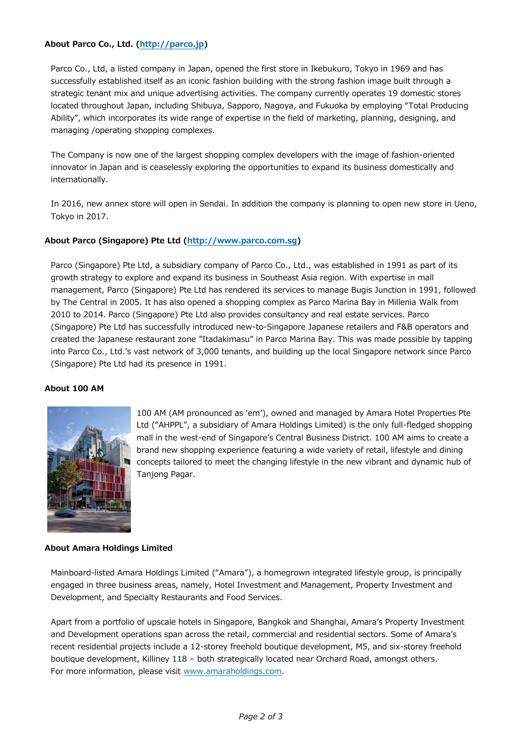**About Parco Co., Ltd. ([http://parco.jp](http://parco.jp))**

Parco Co., Ltd, a listed company in Japan, opened the first store in Ikebukuro, Tokyo in 1969 and has successfully established itself as an iconic fashion building with the strong fashion image built through a strategic tenant mix and unique advertising activities. The company currently operates 19 domestic stores located throughout Japan, including Shibuya, Sapporo, Nagoya, and Fukuoka by employing "Total Producing Ability", which incorporates its wide range of expertise in the field of marketing, planning, designing, and managing /operating shopping complexes.

The Company is now one of the largest shopping complex developers with the image of fashion-oriented innovator in Japan and is ceaselessly exploring the opportunities to expand its business domestically and internationally.

In 2016, new annex store will open in Sendai. In addition the company is planning to open new store in Ueno, Tokyo in 2017.

**About Parco (Singapore) Pte Ltd ([http://www.parco.com.sg](http://www.parco.com.sg))**

Parco (Singapore) Pte Ltd, a subsidiary company of Parco Co., Ltd., was established in 1991 as part of its growth strategy to explore and expand its business in Southeast Asia region. With expertise in mall management, Parco (Singapore) Pte Ltd has rendered its services to manage Bugis Junction in 1991, followed by The Central in 2005. It has also opened a shopping complex as Parco Marina Bay in Millenia Walk from 2010 to 2014. Parco (Singapore) Pte Ltd also provides consultancy and real estate services. Parco (Singapore) Pte Ltd has successfully introduced new-to-Singapore Japanese retailers and F&B operators and created the Japanese restaurant zone "Itadakimasu" in Parco Marina Bay. This was made possible by tapping into Parco Co., Ltd.'s vast network of 3,000 tenants, and building up the local Singapore network since Parco (Singapore) Pte Ltd had its presence in 1991.

**About 100 AM**

100 AM (AM pronounced as 'em'), owned and managed by Amara Hotel Properties Pte Ltd ("AHPPL", a subsidiary of Amara Holdings Limited) is the only full-fledged shopping mall in the west-end of Singapore's Central Business District. 100 AM aims to create a brand new shopping experience featuring a wide variety of retail, lifestyle and dining concepts tailored to meet the changing lifestyle in the new vibrant and dynamic hub of Tanjong Pagar.

**About Amara Holdings Limited**

Mainboard-listed Amara Holdings Limited ("Amara"), a homegrown integrated lifestyle group, is principally engaged in three business areas, namely, Hotel Investment and Management, Property Investment and Development, and Specialty Restaurants and Food Services.

Apart from a portfolio of upscale hotels in Singapore, Bangkok and Shanghai, Amara's Property Investment and Development operations span across the retail, commercial and residential sectors. Some of Amara's recent residential projects include a 12-storey freehold boutique development, M5, and six-storey freehold boutique development, Killiney 118 – both strategically located near Orchard Road, amongst others.
For more information, please visit [www.amaraholdings.com](www.amaraholdings.com).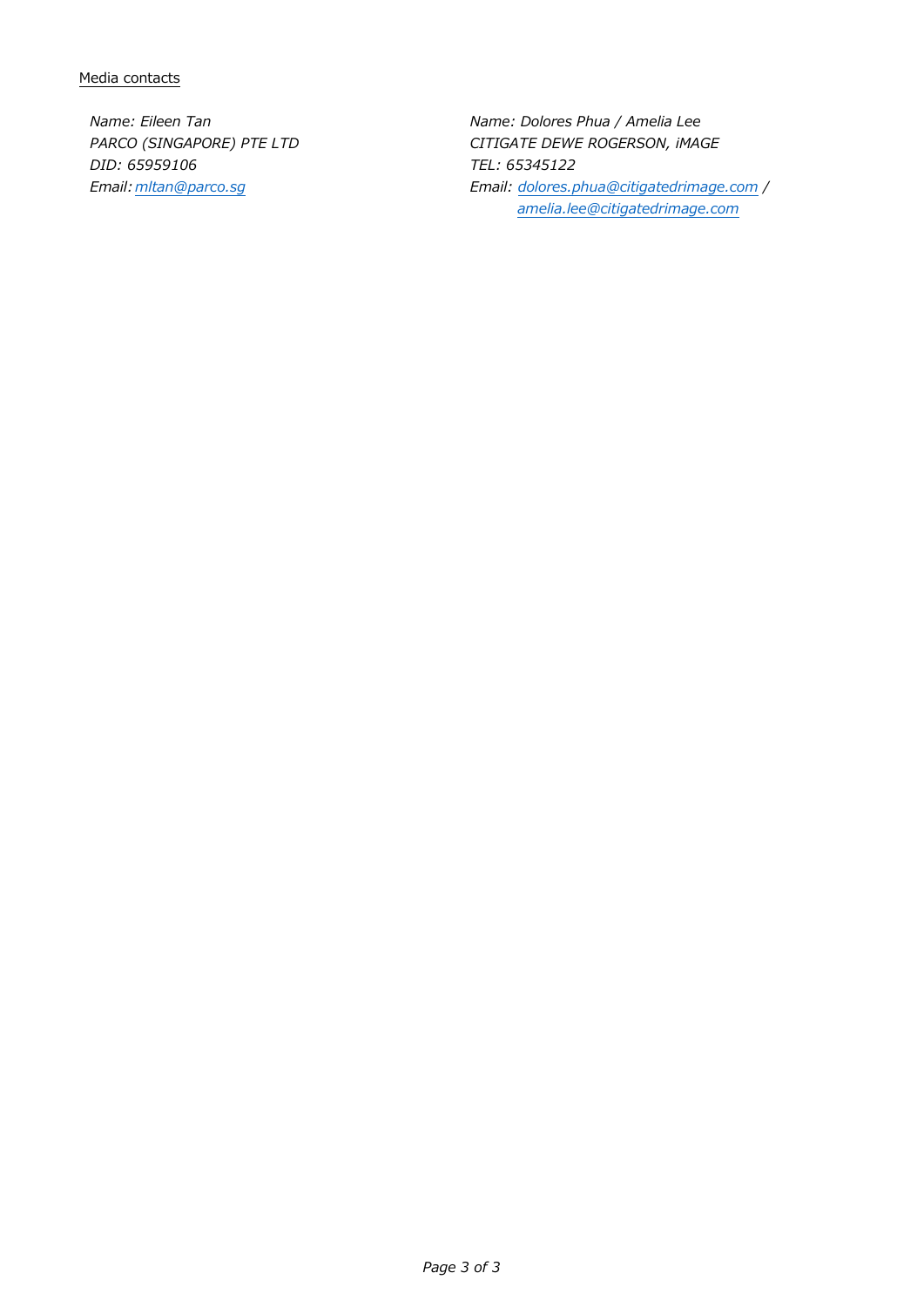Media contacts

*Name: Eileen Tan*
*PARCO (SINGAPORE) PTE LTD*
*DID: 65959106*
*Email: mltan@parco.sg*

*Name: Dolores Phua / Amelia Lee*
*CITIGATE DEWE ROGERSON, iMAGE*
*TEL: 65345122*
*Email: dolores.phua@citigatedrimage.com / amelia.lee@citigatedrimage.com*